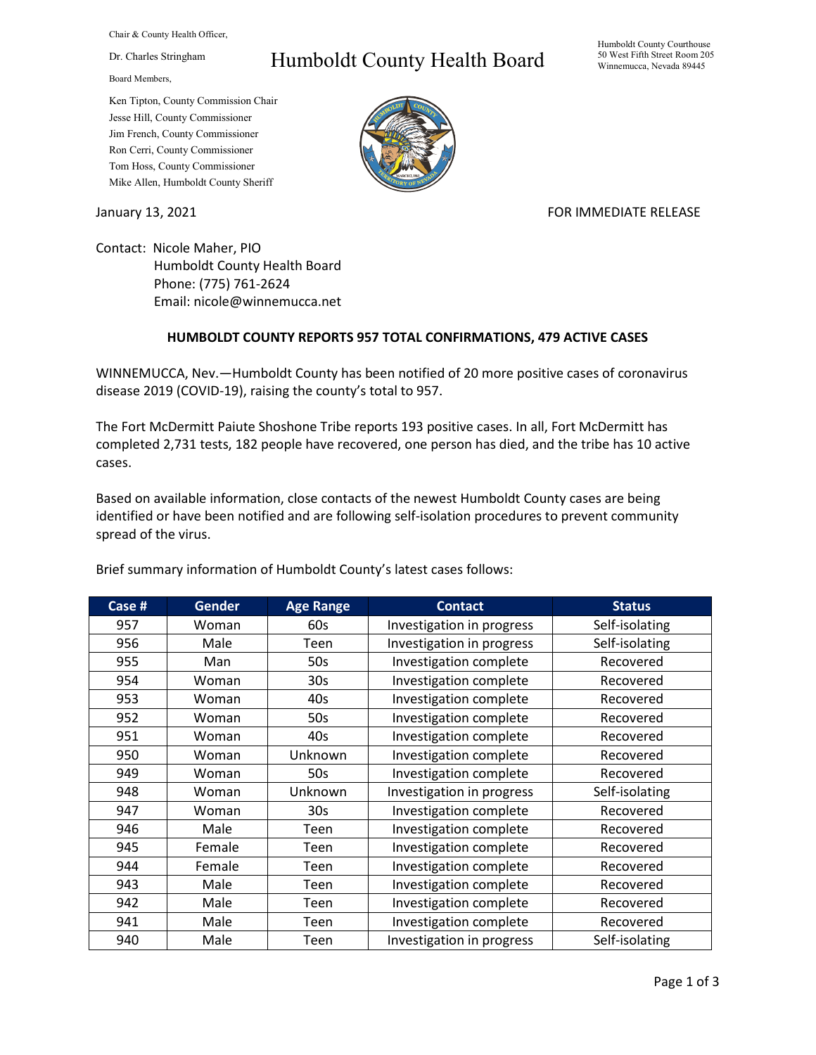Chair & County Health Officer,

Dr. Charles Stringham

Board Members,

Ken Tipton, County Commission Chair
Jesse Hill, County Commissioner
Jim French, County Commissioner
Ron Cerri, County Commissioner
Tom Hoss, County Commissioner
Mike Allen, Humboldt County Sheriff

# Humboldt County Health Board

Humboldt County Courthouse
50 West Fifth Street Room 205
Winnemucca, Nevada 89445

January 13, 2021

FOR IMMEDIATE RELEASE

Contact: Nicole Maher, PIO
Humboldt County Health Board
Phone: (775) 761-2624
Email: nicole@winnemucca.net

**HUMBOLDT COUNTY REPORTS 957 TOTAL CONFIRMATIONS, 479 ACTIVE CASES**

WINNEMUCCA, Nev.—Humboldt County has been notified of 20 more positive cases of coronavirus disease 2019 (COVID-19), raising the county's total to 957.

The Fort McDermitt Paiute Shoshone Tribe reports 193 positive cases. In all, Fort McDermitt has completed 2,731 tests, 182 people have recovered, one person has died, and the tribe has 10 active cases.

Based on available information, close contacts of the newest Humboldt County cases are being identified or have been notified and are following self-isolation procedures to prevent community spread of the virus.

Brief summary information of Humboldt County's latest cases follows:

| Case # | Gender | Age Range | Contact | Status |
|---|---|---|---|---|
| 957 | Woman | 60s | Investigation in progress | Self-isolating |
| 956 | Male | Teen | Investigation in progress | Self-isolating |
| 955 | Man | 50s | Investigation complete | Recovered |
| 954 | Woman | 30s | Investigation complete | Recovered |
| 953 | Woman | 40s | Investigation complete | Recovered |
| 952 | Woman | 50s | Investigation complete | Recovered |
| 951 | Woman | 40s | Investigation complete | Recovered |
| 950 | Woman | Unknown | Investigation complete | Recovered |
| 949 | Woman | 50s | Investigation complete | Recovered |
| 948 | Woman | Unknown | Investigation in progress | Self-isolating |
| 947 | Woman | 30s | Investigation complete | Recovered |
| 946 | Male | Teen | Investigation complete | Recovered |
| 945 | Female | Teen | Investigation complete | Recovered |
| 944 | Female | Teen | Investigation complete | Recovered |
| 943 | Male | Teen | Investigation complete | Recovered |
| 942 | Male | Teen | Investigation complete | Recovered |
| 941 | Male | Teen | Investigation complete | Recovered |
| 940 | Male | Teen | Investigation in progress | Self-isolating |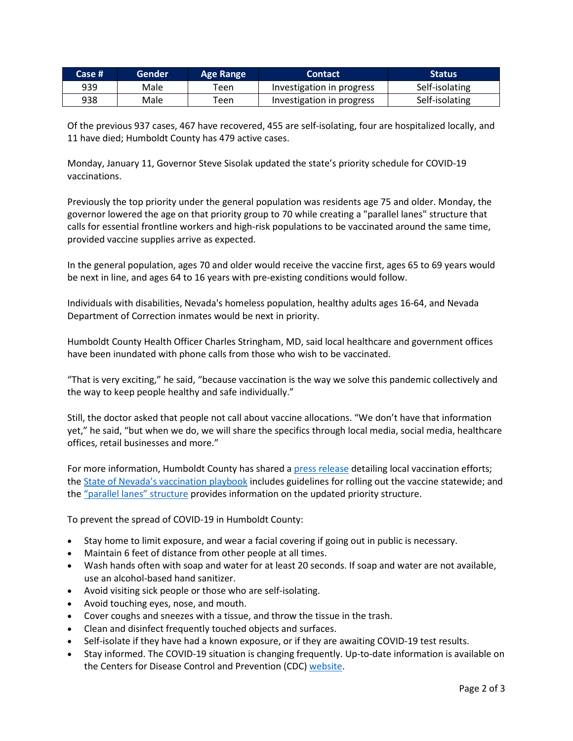| Case # | Gender | Age Range | Contact | Status |
|---|---|---|---|---|
| 939 | Male | Teen | Investigation in progress | Self-isolating |
| 938 | Male | Teen | Investigation in progress | Self-isolating |

Of the previous 937 cases, 467 have recovered, 455 are self-isolating, four are hospitalized locally, and 11 have died; Humboldt County has 479 active cases.

Monday, January 11, Governor Steve Sisolak updated the state's priority schedule for COVID-19 vaccinations.

Previously the top priority under the general population was residents age 75 and older. Monday, the governor lowered the age on that priority group to 70 while creating a "parallel lanes" structure that calls for essential frontline workers and high-risk populations to be vaccinated around the same time, provided vaccine supplies arrive as expected.

In the general population, ages 70 and older would receive the vaccine first, ages 65 to 69 years would be next in line, and ages 64 to 16 years with pre-existing conditions would follow.

Individuals with disabilities, Nevada's homeless population, healthy adults ages 16-64, and Nevada Department of Correction inmates would be next in priority.

Humboldt County Health Officer Charles Stringham, MD, said local healthcare and government offices have been inundated with phone calls from those who wish to be vaccinated.

"That is very exciting," he said, "because vaccination is the way we solve this pandemic collectively and the way to keep people healthy and safe individually."

Still, the doctor asked that people not call about vaccine allocations. "We don't have that information yet," he said, "but when we do, we will share the specifics through local media, social media, healthcare offices, retail businesses and more."

For more information, Humboldt County has shared a press release detailing local vaccination efforts; the State of Nevada's vaccination playbook includes guidelines for rolling out the vaccine statewide; and the "parallel lanes" structure provides information on the updated priority structure.

To prevent the spread of COVID-19 in Humboldt County:

- Stay home to limit exposure, and wear a facial covering if going out in public is necessary.
- Maintain 6 feet of distance from other people at all times.
- Wash hands often with soap and water for at least 20 seconds. If soap and water are not available, use an alcohol-based hand sanitizer.
- Avoid visiting sick people or those who are self-isolating.
- Avoid touching eyes, nose, and mouth.
- Cover coughs and sneezes with a tissue, and throw the tissue in the trash.
- Clean and disinfect frequently touched objects and surfaces.
- Self-isolate if they have had a known exposure, or if they are awaiting COVID-19 test results.
- Stay informed. The COVID-19 situation is changing frequently. Up-to-date information is available on the Centers for Disease Control and Prevention (CDC) website.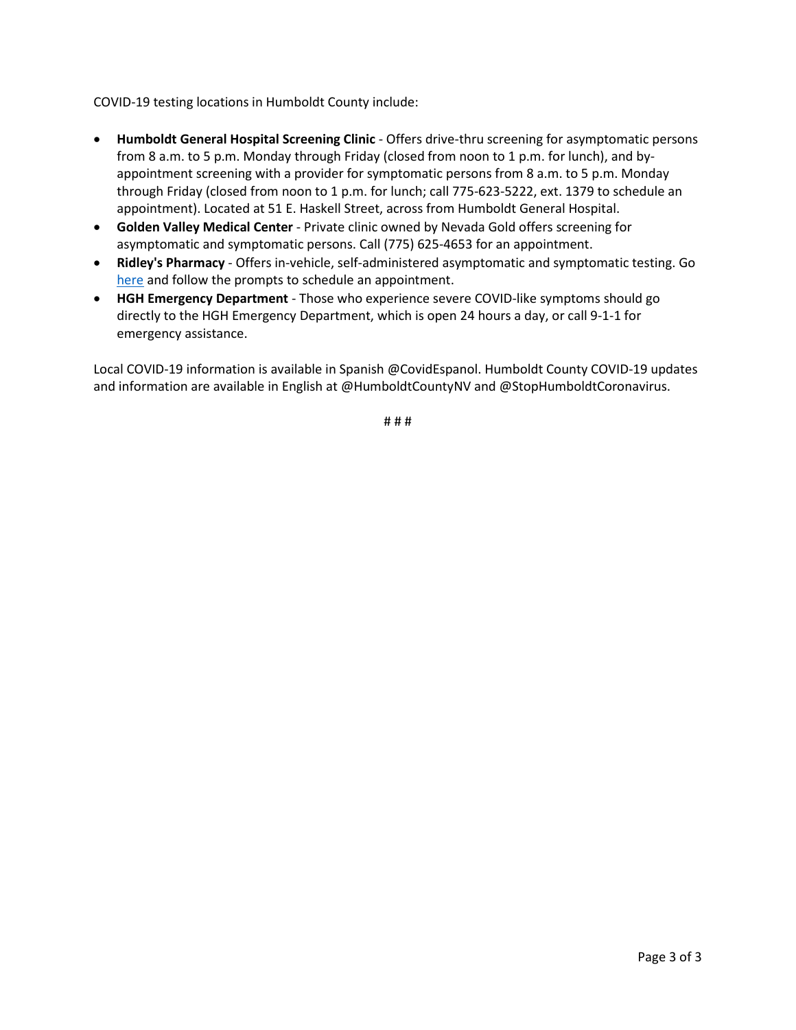COVID-19 testing locations in Humboldt County include:

- **Humboldt General Hospital Screening Clinic** - Offers drive-thru screening for asymptomatic persons from 8 a.m. to 5 p.m. Monday through Friday (closed from noon to 1 p.m. for lunch), and by-appointment screening with a provider for symptomatic persons from 8 a.m. to 5 p.m. Monday through Friday (closed from noon to 1 p.m. for lunch; call 775-623-5222, ext. 1379 to schedule an appointment). Located at 51 E. Haskell Street, across from Humboldt General Hospital.
- **Golden Valley Medical Center** - Private clinic owned by Nevada Gold offers screening for asymptomatic and symptomatic persons. Call (775) 625-4653 for an appointment.
- **Ridley's Pharmacy** - Offers in-vehicle, self-administered asymptomatic and symptomatic testing. Go here and follow the prompts to schedule an appointment.
- **HGH Emergency Department** - Those who experience severe COVID-like symptoms should go directly to the HGH Emergency Department, which is open 24 hours a day, or call 9-1-1 for emergency assistance.

Local COVID-19 information is available in Spanish @CovidEspanol. Humboldt County COVID-19 updates and information are available in English at @HumboldtCountyNV and @StopHumboldtCoronavirus.

# # #